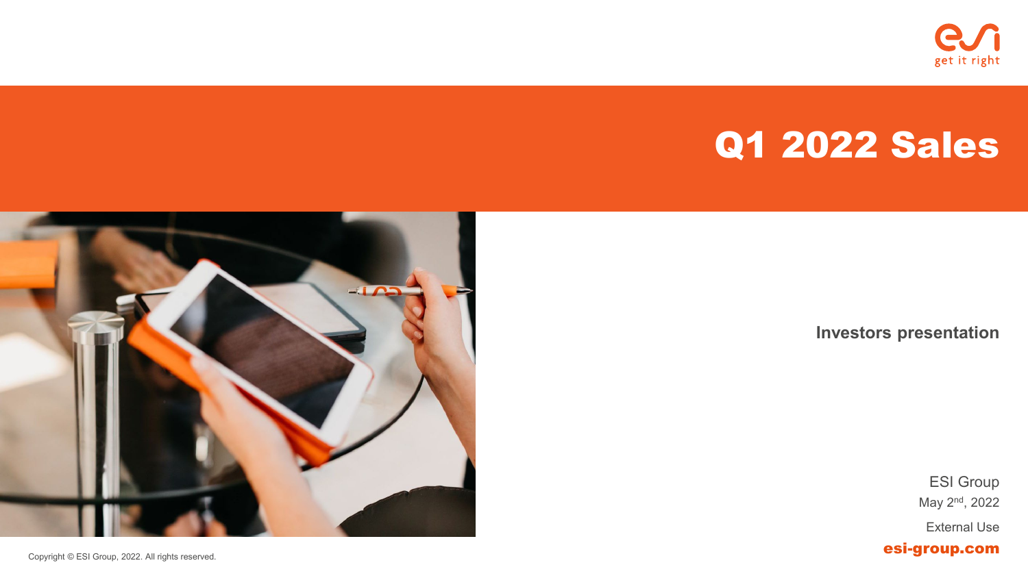get it right

# Q1 2022 Sales

**Investors presentation**

ESI Group

May 2nd, 2022

External Use

**esi-group.com**

Copyright © ESI Group, 2022. All rights reserved.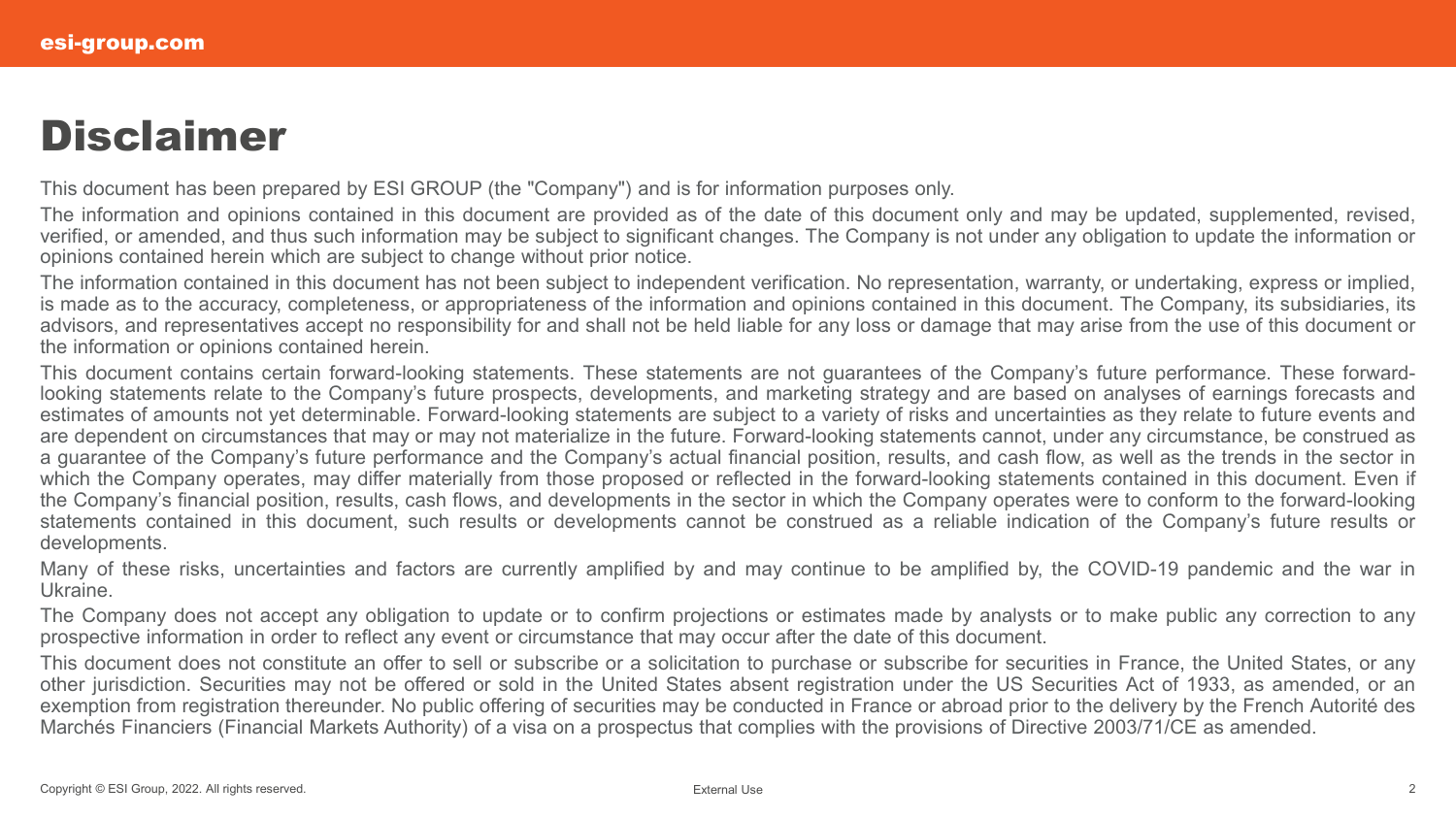# Disclaimer

This document has been prepared by ESI GROUP (the "Company") and is for information purposes only.

The information and opinions contained in this document are provided as of the date of this document only and may be updated, supplemented, revised, verified, or amended, and thus such information may be subject to significant changes. The Company is not under any obligation to update the information or opinions contained herein which are subject to change without prior notice.

The information contained in this document has not been subject to independent verification. No representation, warranty, or undertaking, express or implied, is made as to the accuracy, completeness, or appropriateness of the information and opinions contained in this document. The Company, its subsidiaries, its advisors, and representatives accept no responsibility for and shall not be held liable for any loss or damage that may arise from the use of this document or the information or opinions contained herein.

This document contains certain forward-looking statements. These statements are not guarantees of the Company's future performance. These forward-looking statements relate to the Company's future prospects, developments, and marketing strategy and are based on analyses of earnings forecasts and estimates of amounts not yet determinable. Forward-looking statements are subject to a variety of risks and uncertainties as they relate to future events and are dependent on circumstances that may or may not materialize in the future. Forward-looking statements cannot, under any circumstance, be construed as a guarantee of the Company's future performance and the Company's actual financial position, results, and cash flow, as well as the trends in the sector in which the Company operates, may differ materially from those proposed or reflected in the forward-looking statements contained in this document. Even if the Company's financial position, results, cash flows, and developments in the sector in which the Company operates were to conform to the forward-looking statements contained in this document, such results or developments cannot be construed as a reliable indication of the Company's future results or developments.

Many of these risks, uncertainties and factors are currently amplified by and may continue to be amplified by, the COVID-19 pandemic and the war in Ukraine.

The Company does not accept any obligation to update or to confirm projections or estimates made by analysts or to make public any correction to any prospective information in order to reflect any event or circumstance that may occur after the date of this document.

This document does not constitute an offer to sell or subscribe or a solicitation to purchase or subscribe for securities in France, the United States, or any other jurisdiction. Securities may not be offered or sold in the United States absent registration under the US Securities Act of 1933, as amended, or an exemption from registration thereunder. No public offering of securities may be conducted in France or abroad prior to the delivery by the French Autorité des Marchés Financiers (Financial Markets Authority) of a visa on a prospectus that complies with the provisions of Directive 2003/71/CE as amended.

Copyright © ESI Group, 2022. All rights reserved.

External Use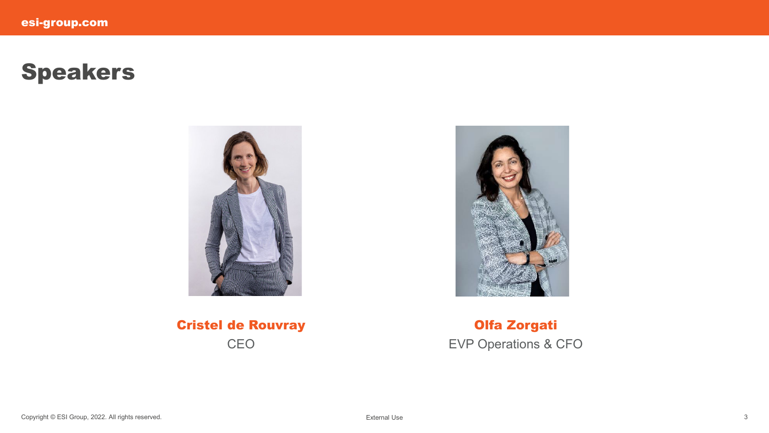# Speakers

**Cristel de Rouvray**
CEO

**Olfa Zorgati**
EVP Operations & CFO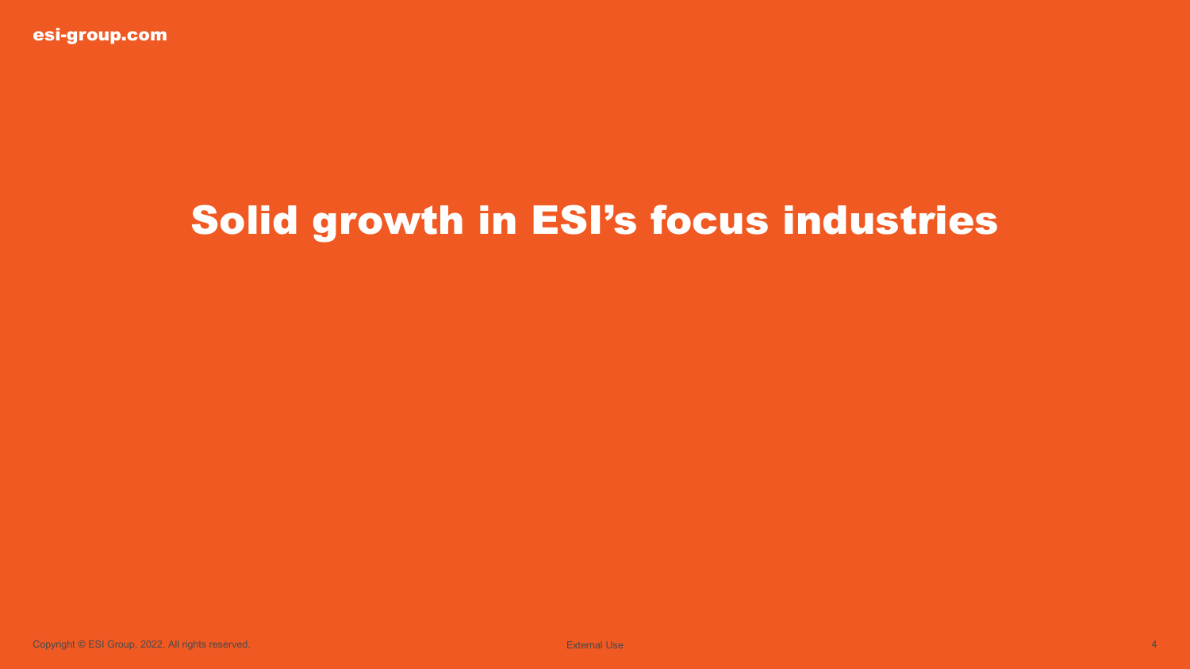# Solid growth in ESI's focus industries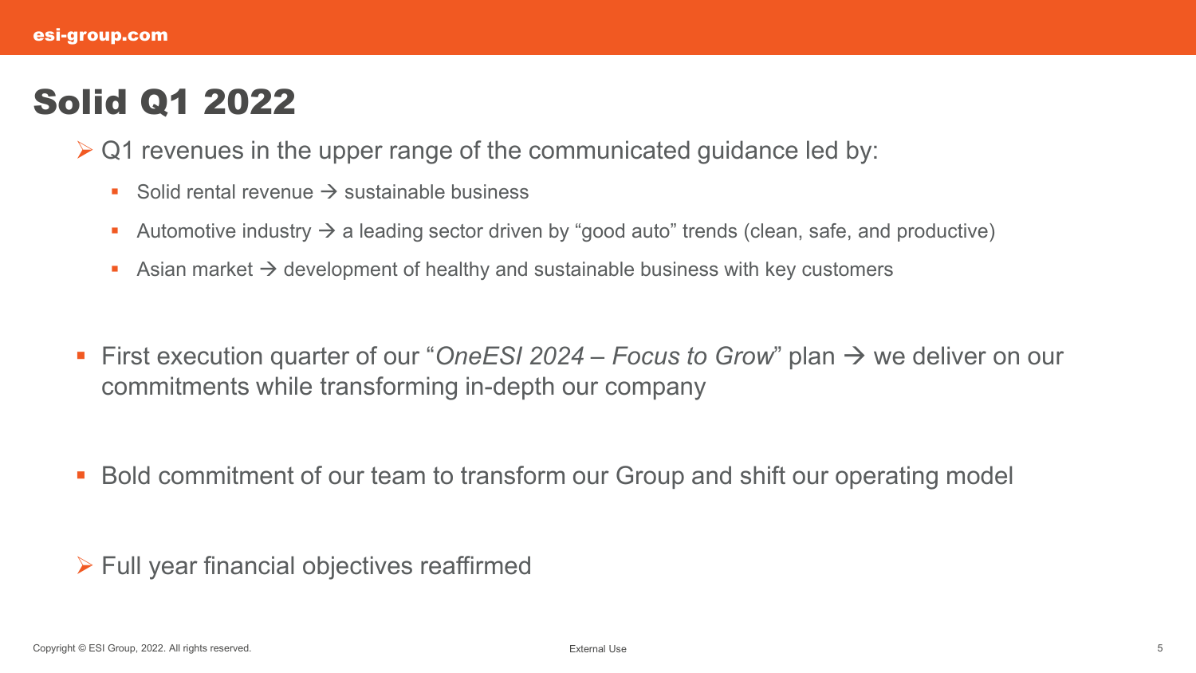# Solid Q1 2022

- Q1 revenues in the upper range of the communicated guidance led by:
  - Solid rental revenue → sustainable business
  - Automotive industry → a leading sector driven by “good auto” trends (clean, safe, and productive)
  - Asian market → development of healthy and sustainable business with key customers

- First execution quarter of our “*OneESI 2024 – Focus to Grow*” plan → we deliver on our commitments while transforming in-depth our company

- Bold commitment of our team to transform our Group and shift our operating model

- Full year financial objectives reaffirmed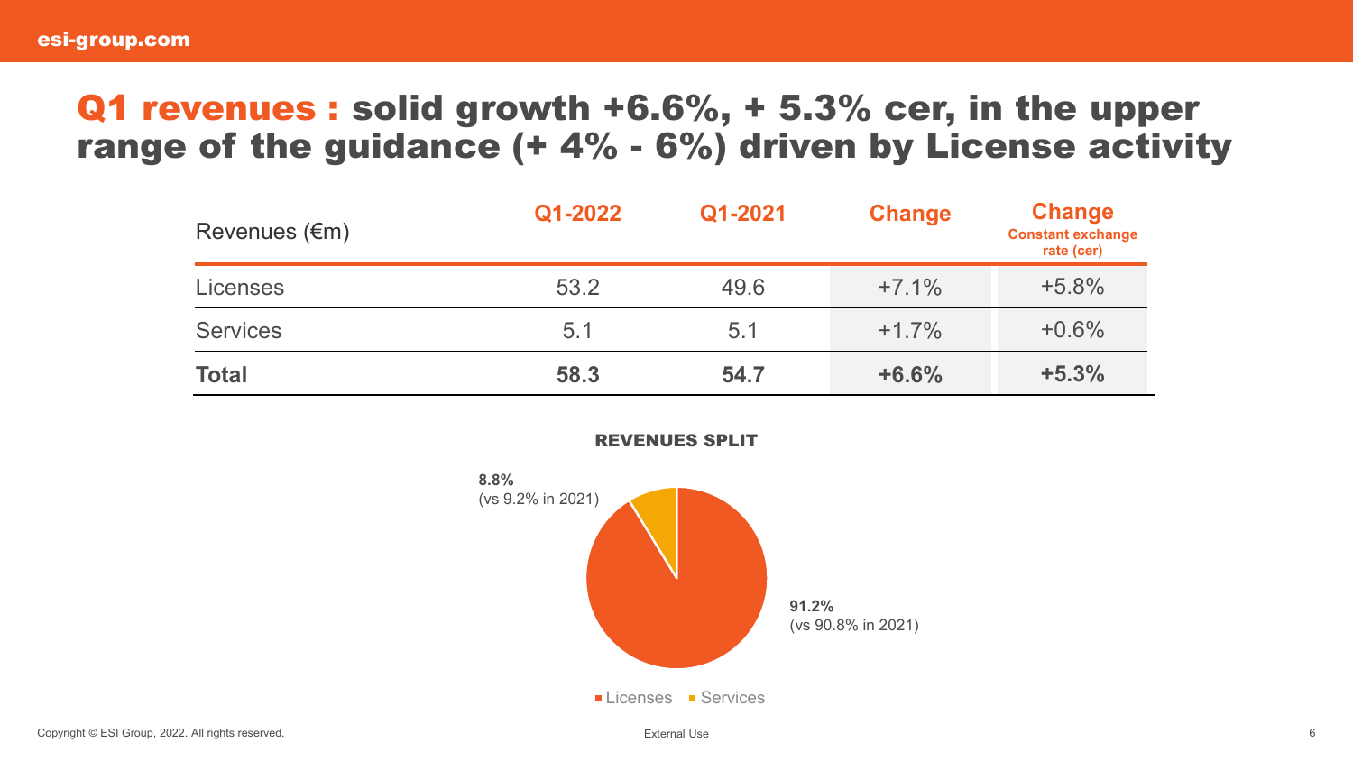# Q1 revenues : solid growth +6.6%, + 5.3% cer, in the upper range of the guidance (+ 4% - 6%) driven by License activity

| Revenues (€m) | Q1-2022 | Q1-2021 | Change | Change Constant exchange rate (cer) |
|---|---|---|---|---|
| Licenses | 53.2 | 49.6 | +7.1% | +5.8% |
| Services | 5.1 | 5.1 | +1.7% | +0.6% |
| **Total** | **58.3** | **54.7** | **+6.6%** | **+5.3%** |

**REVENUES SPLIT**

- Licenses: **91.2%** (vs 90.8% in 2021)
- Services: **8.8%** (vs 9.2% in 2021)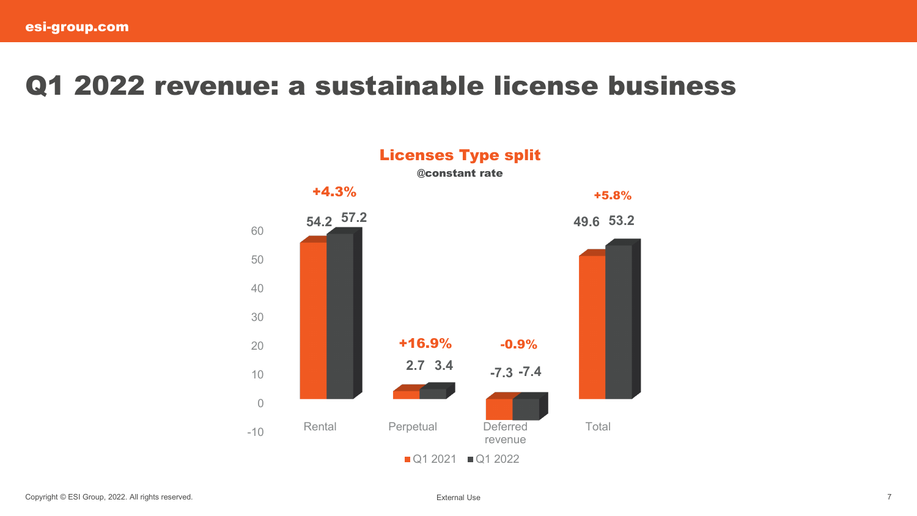# Q1 2022 revenue: a sustainable license business

## Licenses Type split

**@constant rate**

| | Q1 2021 | Q1 2022 | Change |
|---|---|---|---|
| Rental | 54.2 | 57.2 | +4.3% |
| Perpetual | 2.7 | 3.4 | +16.9% |
| Deferred revenue | -7.3 | -7.4 | -0.9% |
| Total | 49.6 | 53.2 | +5.8% |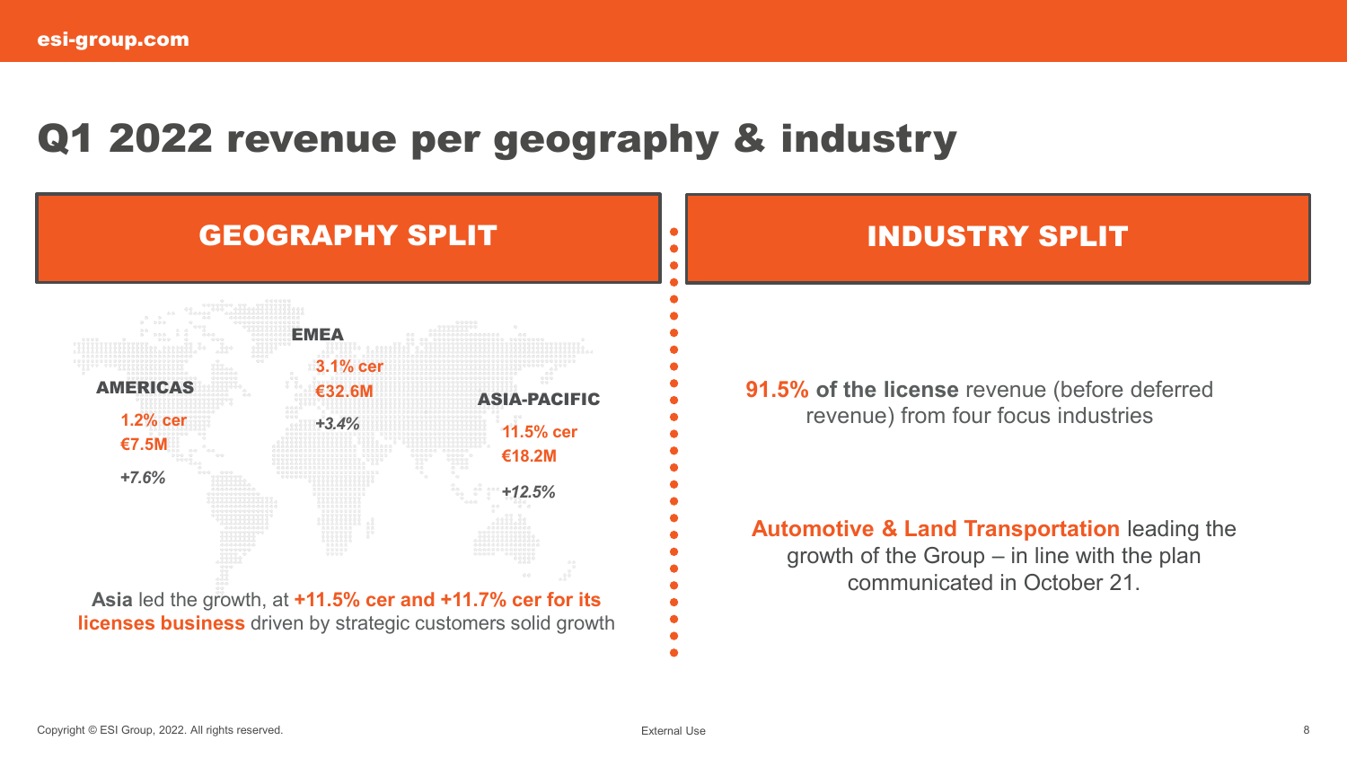# Q1 2022 revenue per geography & industry

## GEOGRAPHY SPLIT

**AMERICAS**
**1.2% cer**
**€7.5M**
*+7.6%*

**EMEA**
**3.1% cer**
**€32.6M**
*+3.4%*

**ASIA-PACIFIC**
**11.5% cer**
**€18.2M**
*+12.5%*

**Asia** led the growth, at **+11.5% cer and +11.7% cer for its licenses business** driven by strategic customers solid growth

## INDUSTRY SPLIT

**91.5% of the license** revenue (before deferred revenue) from four focus industries

**Automotive & Land Transportation** leading the growth of the Group – in line with the plan communicated in October 21.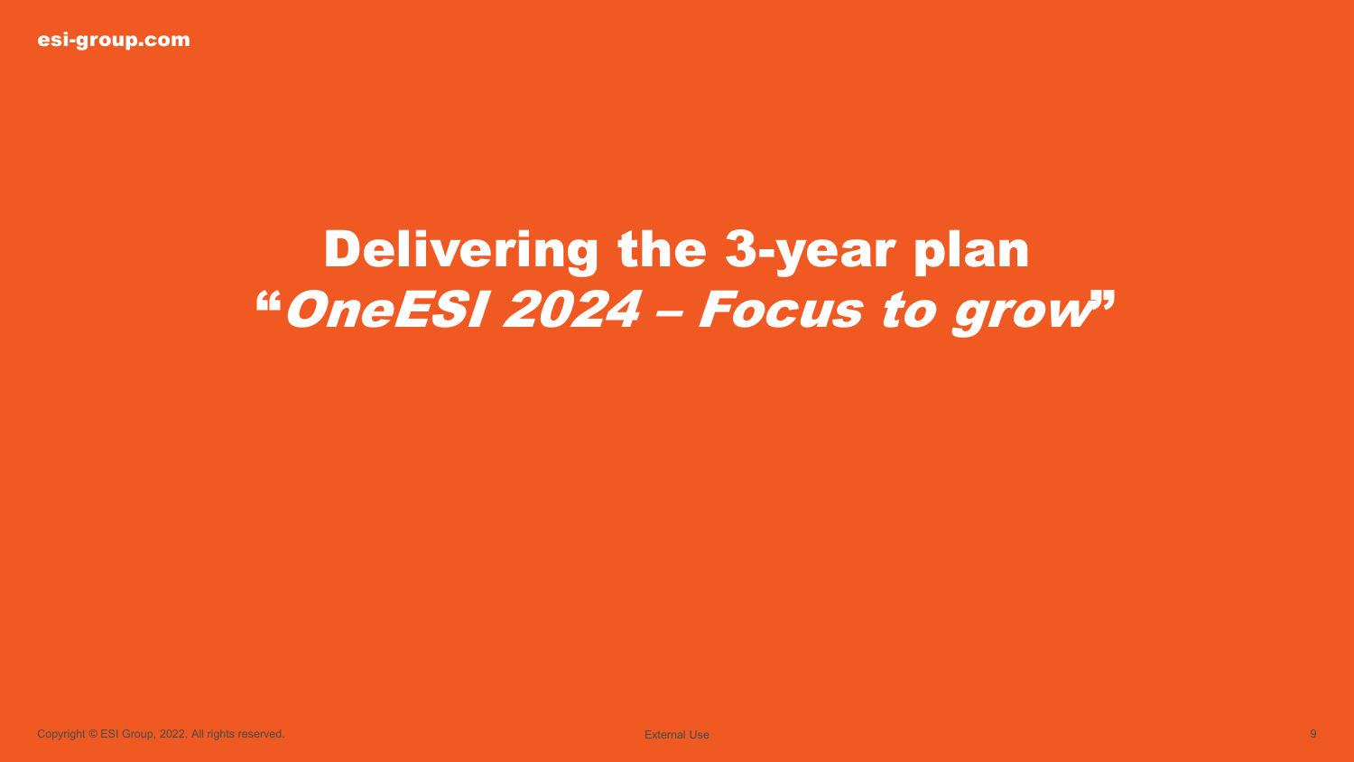# Delivering the 3-year plan
# "*OneESI 2024 – Focus to grow*"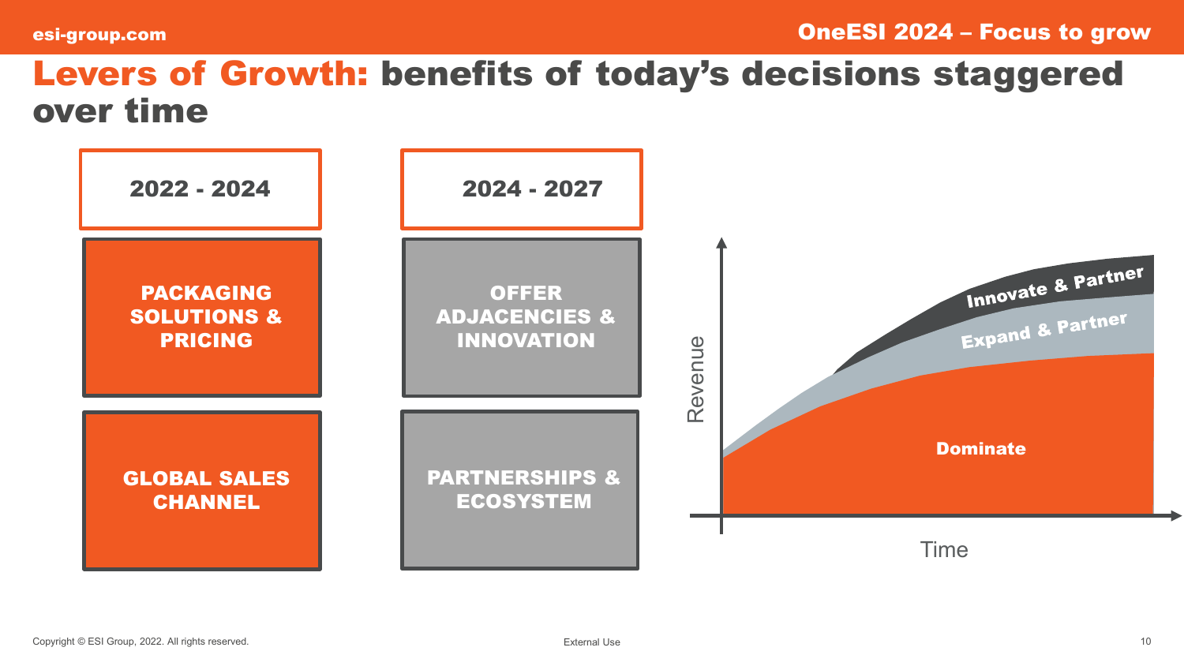# Levers of Growth: benefits of today's decisions staggered over time

| 2022 - 2024 | 2024 - 2027 |
|---|---|
| PACKAGING SOLUTIONS & PRICING | OFFER ADJACENCIES & INNOVATION |
| GLOBAL SALES CHANNEL | PARTNERSHIPS & ECOSYSTEM |

Revenue

Innovate & Partner

Expand & Partner

Dominate

Time

Copyright © ESI Group, 2022. All rights reserved.

External Use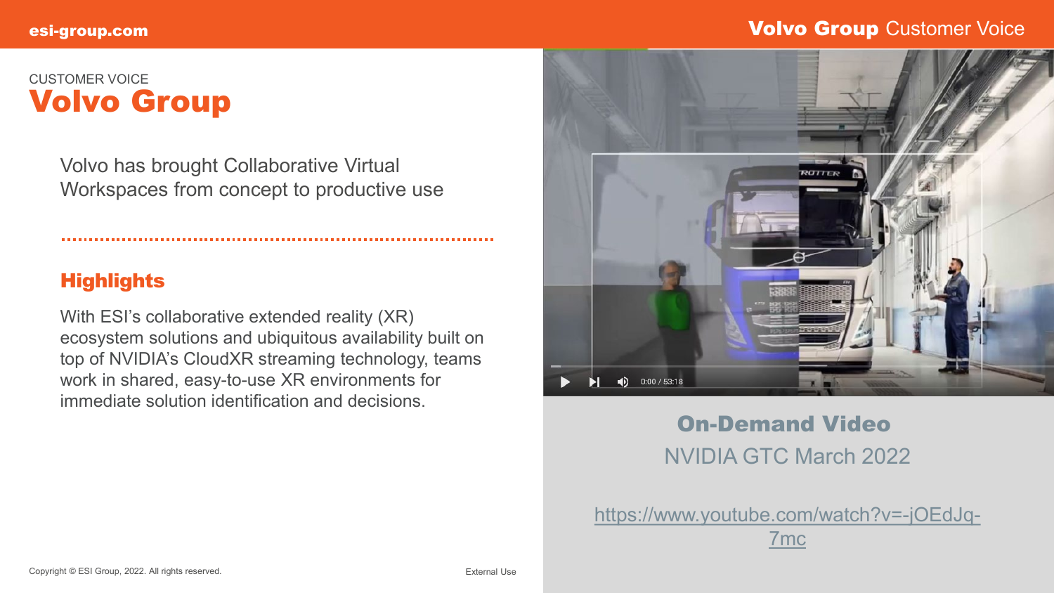CUSTOMER VOICE

# Volvo Group

Volvo has brought Collaborative Virtual Workspaces from concept to productive use

## Highlights

With ESI's collaborative extended reality (XR) ecosystem solutions and ubiquitous availability built on top of NVIDIA's CloudXR streaming technology, teams work in shared, easy-to-use XR environments for immediate solution identification and decisions.

**On-Demand Video**

NVIDIA GTC March 2022

https://www.youtube.com/watch?v=-jOEdJq-7mc

Copyright © ESI Group, 2022. All rights reserved.

External Use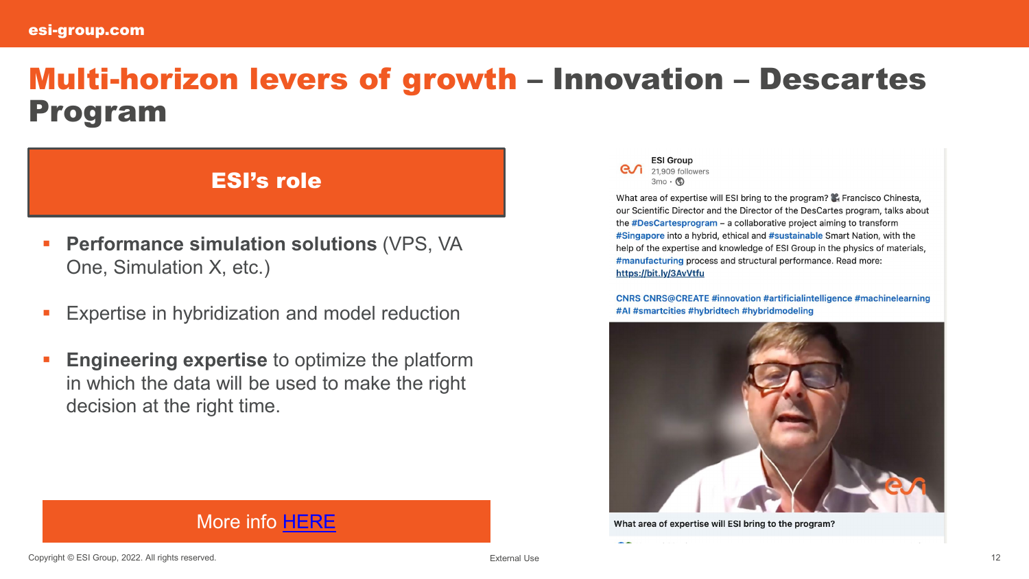# Multi-horizon levers of growth – Innovation – Descartes Program

## ESI's role

- **Performance simulation solutions** (VPS, VA One, Simulation X, etc.)
- Expertise in hybridization and model reduction
- **Engineering expertise** to optimize the platform in which the data will be used to make the right decision at the right time.

More info HERE

ESI Group
21,909 followers
3mo ·

What area of expertise will ESI bring to the program? 🎥 Francisco Chinesta, our Scientific Director and the Director of the DesCartes program, talks about the #DesCartesprogram – a collaborative project aiming to transform #Singapore into a hybrid, ethical and #sustainable Smart Nation, with the help of the expertise and knowledge of ESI Group in the physics of materials, #manufacturing process and structural performance. Read more: https://bit.ly/3AvVtfu

CNRS CNRS@CREATE #innovation #artificialintelligence #machinelearning #AI #smartcities #hybridtech #hybridmodeling

What area of expertise will ESI bring to the program?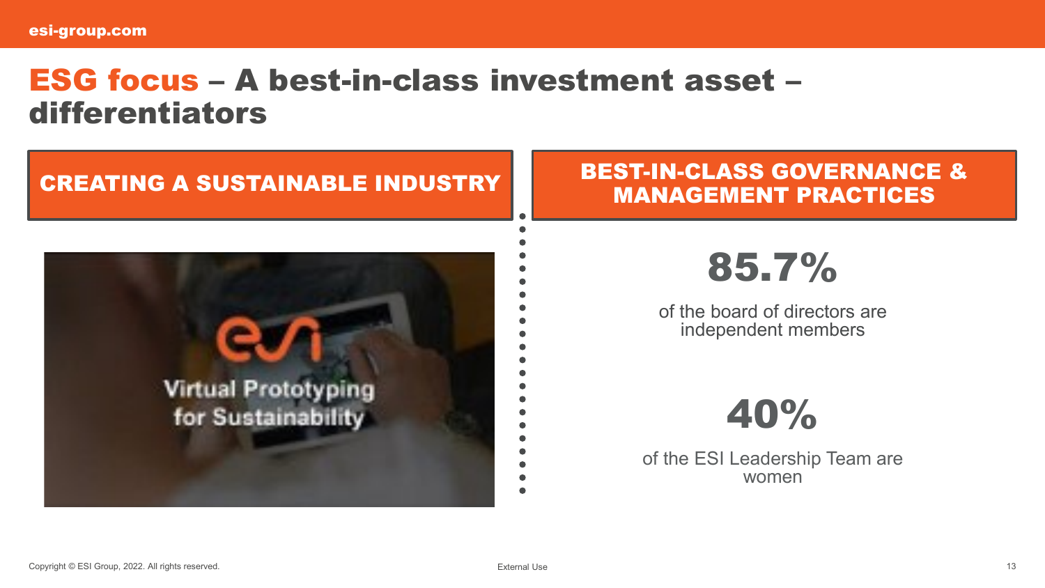# ESG focus – A best-in-class investment asset – differentiators

## CREATING A SUSTAINABLE INDUSTRY

Virtual Prototyping for Sustainability

## BEST-IN-CLASS GOVERNANCE & MANAGEMENT PRACTICES

**85.7%**

of the board of directors are independent members

**40%**

of the ESI Leadership Team are women

Copyright © ESI Group, 2022. All rights reserved.

External Use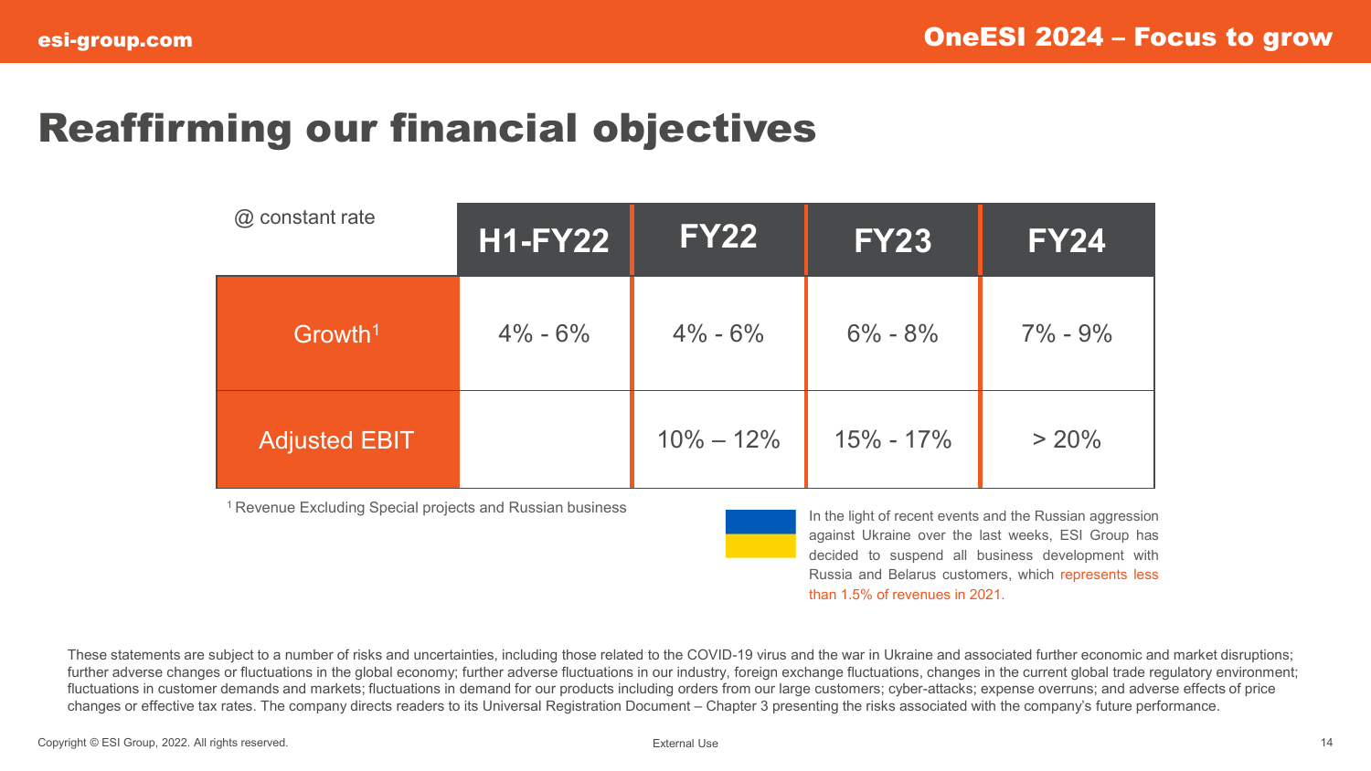# Reaffirming our financial objectives

| @ constant rate | H1-FY22 | FY22 | FY23 | FY24 |
|---|---|---|---|---|
| Growth[1] | 4% - 6% | 4% - 6% | 6% - 8% | 7% - 9% |
| Adjusted EBIT | | 10% – 12% | 15% - 17% | > 20% |

[1] Revenue Excluding Special projects and Russian business

In the light of recent events and the Russian aggression against Ukraine over the last weeks, ESI Group has decided to suspend all business development with Russia and Belarus customers, which represents less than 1.5% of revenues in 2021.

These statements are subject to a number of risks and uncertainties, including those related to the COVID-19 virus and the war in Ukraine and associated further economic and market disruptions; further adverse changes or fluctuations in the global economy; further adverse fluctuations in our industry, foreign exchange fluctuations, changes in the current global trade regulatory environment; fluctuations in customer demands and markets; fluctuations in demand for our products including orders from our large customers; cyber-attacks; expense overruns; and adverse effects of price changes or effective tax rates. The company directs readers to its Universal Registration Document – Chapter 3 presenting the risks associated with the company's future performance.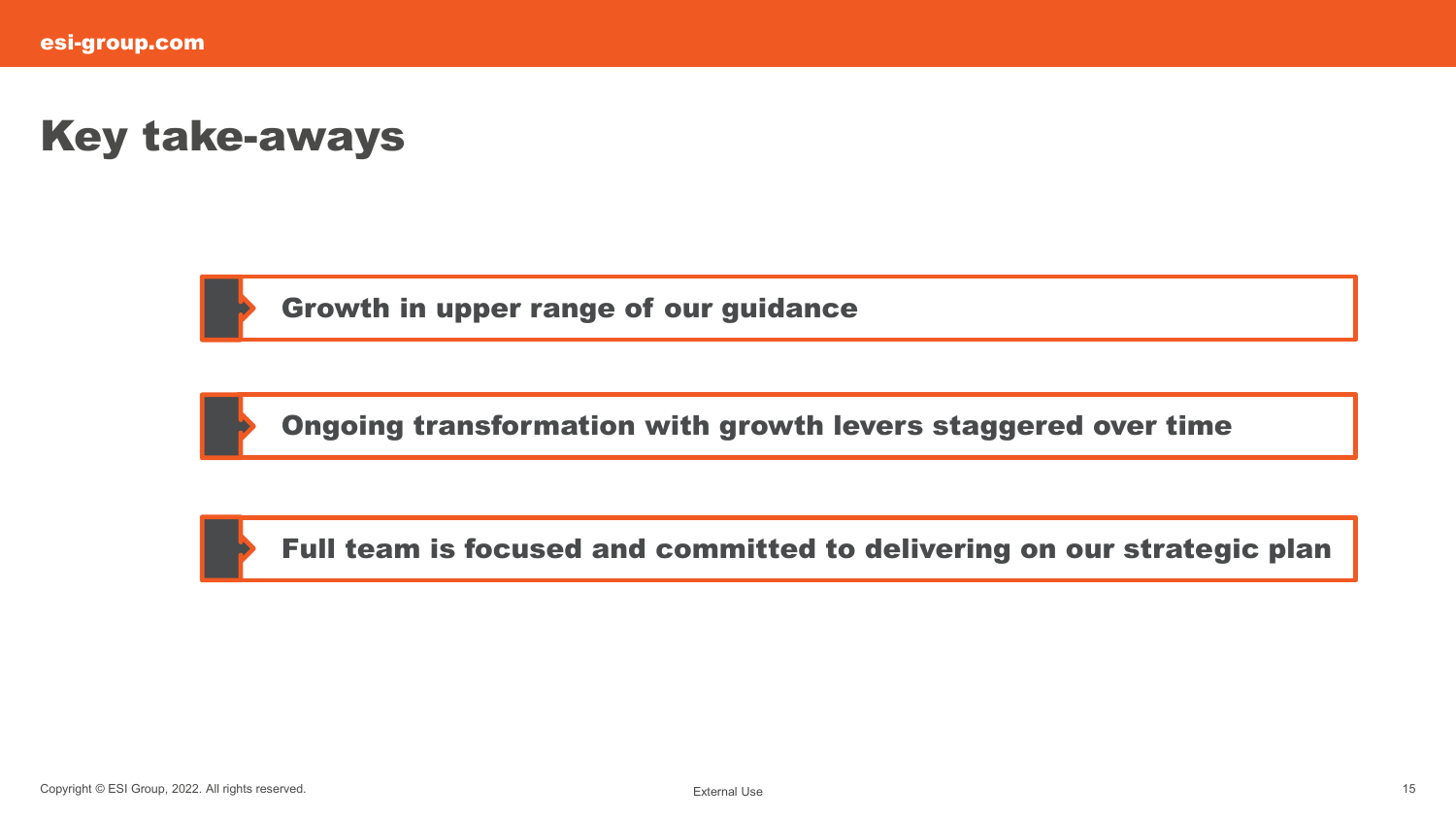# Key take-aways

- **Growth in upper range of our guidance**
- **Ongoing transformation with growth levers staggered over time**
- **Full team is focused and committed to delivering on our strategic plan**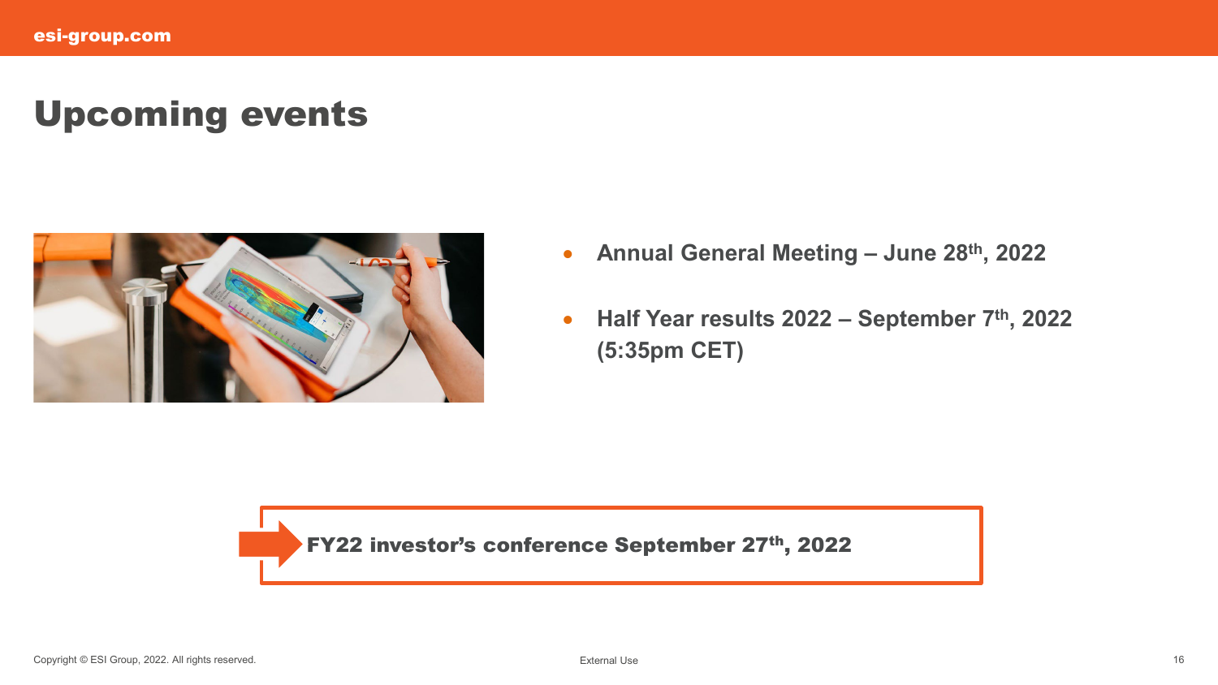# Upcoming events

- **Annual General Meeting – June 28th, 2022**
- **Half Year results 2022 – September 7th, 2022 (5:35pm CET)**

**FY22 investor's conference September 27th, 2022**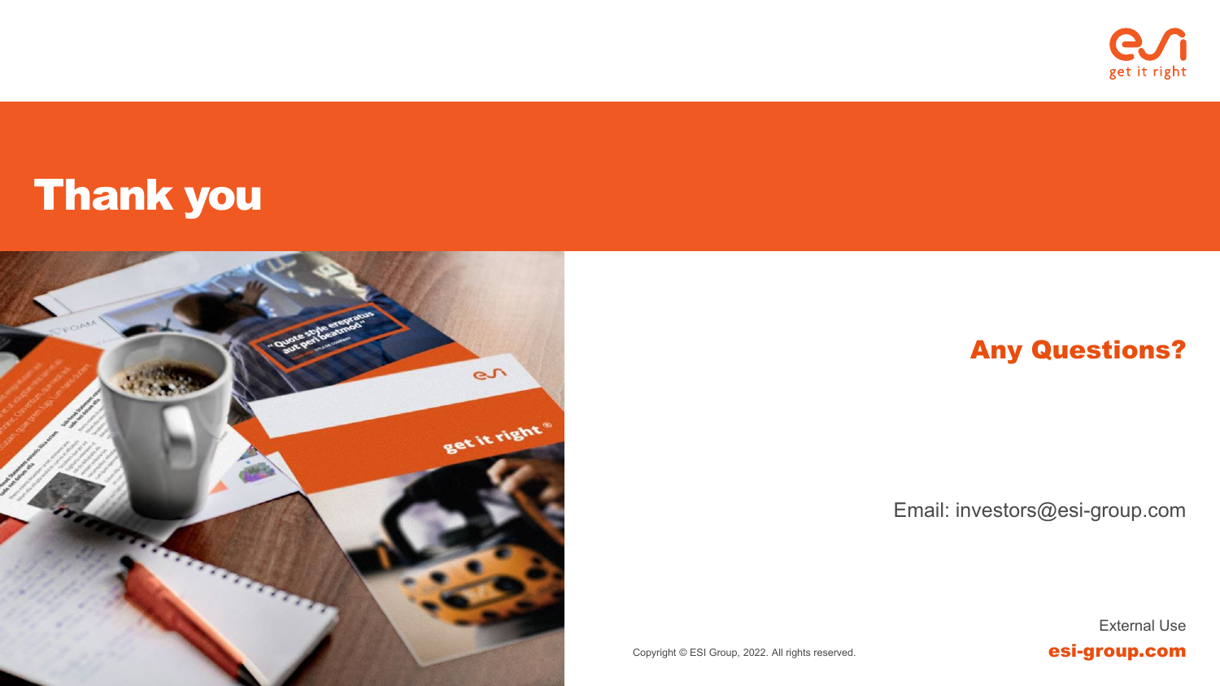# Thank you

## Any Questions?

Email: investors@esi-group.com

External Use

Copyright © ESI Group, 2022. All rights reserved.

**esi-group.com**